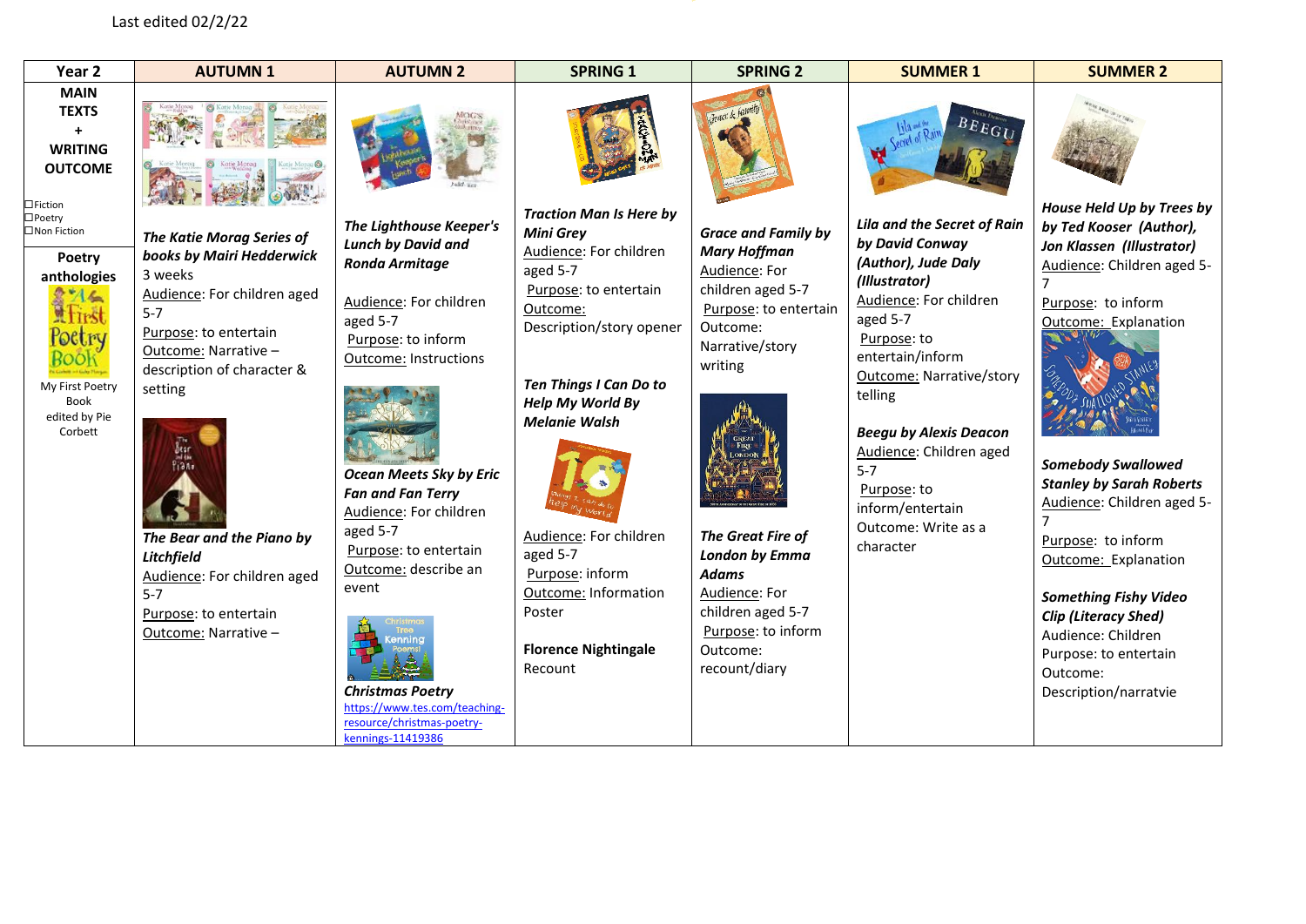Last edited 02/2/22

| Year 2 | AUTUMN 1 | AUTUMN 2 | SPRING 1 | SPRING 2 | SUMMER 1 | SUMMER 2 |
|---|---|---|---|---|---|---|
| **MAIN TEXTS + WRITING OUTCOME**<br><br>☐Fiction<br>☐Poetry<br>☐Non Fiction<br><br>**Poetry anthologies**<br>My First Poetry Book edited by Pie Corbett | ***The Katie Morag Series of books by Mairi Hedderwick***<br>3 weeks<br>Audience: For children aged 5-7<br>Purpose: to entertain<br>Outcome: Narrative – description of character & setting<br><br>***The Bear and the Piano by Litchfield***<br>Audience: For children aged 5-7<br>Purpose: to entertain<br>Outcome: Narrative – | ***The Lighthouse Keeper's Lunch by David and Ronda Armitage***<br><br>Audience: For children aged 5-7<br>Purpose: to inform<br>Outcome: Instructions<br><br>***Ocean Meets Sky by Eric Fan and Fan Terry***<br>Audience: For children aged 5-7<br>Purpose: to entertain<br>Outcome: describe an event<br><br>***Christmas Poetry***<br>https://www.tes.com/teaching-resource/christmas-poetry-kennings-11419386 | ***Traction Man Is Here by Mini Grey***<br>Audience: For children aged 5-7<br>Purpose: to entertain<br>Outcome: Description/story opener<br><br>***Ten Things I Can Do to Help My World By Melanie Walsh***<br><br>Audience: For children aged 5-7<br>Purpose: inform<br>Outcome: Information Poster<br><br>**Florence Nightingale**<br>Recount | ***Grace and Family by Mary Hoffman***<br>Audience: For children aged 5-7<br>Purpose: to entertain<br>Outcome: Narrative/story writing<br><br>***The Great Fire of London by Emma Adams***<br>Audience: For children aged 5-7<br>Purpose: to inform<br>Outcome: recount/diary | ***Lila and the Secret of Rain by David Conway (Author), Jude Daly (Illustrator)***<br>Audience: For children aged 5-7<br>Purpose: to entertain/inform<br>Outcome: Narrative/story telling<br><br>***Beegu by Alexis Deacon***<br>Audience: Children aged 5-7<br>Purpose: to inform/entertain<br>Outcome: Write as a character | ***House Held Up by Trees by by Ted Kooser (Author), Jon Klassen (Illustrator)***<br>Audience: Children aged 5-7<br>Purpose: to inform<br>Outcome: Explanation<br><br>***Somebody Swallowed Stanley by Sarah Roberts***<br>Audience: Children aged 5-7<br>Purpose: to inform<br>Outcome: Explanation<br><br>***Something Fishy Video Clip (Literacy Shed)***<br>Audience: Children<br>Purpose: to entertain<br>Outcome: Description/narratvie |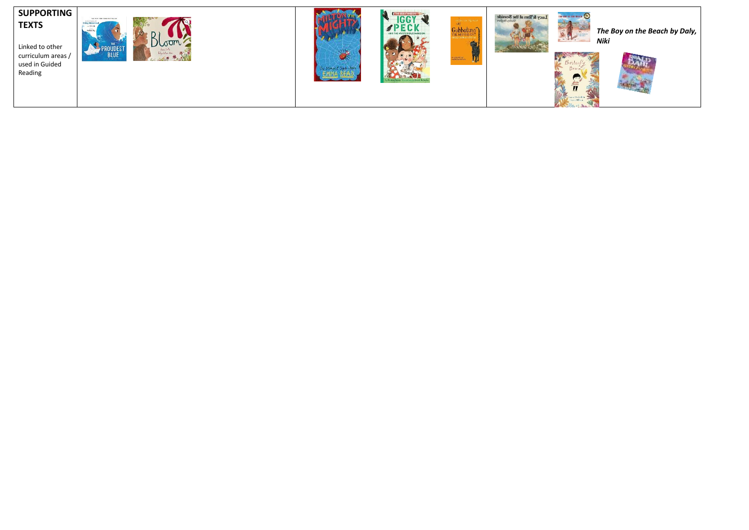| | | | |
|---|---|---|---|
| **SUPPORTING TEXTS**<br><br>Linked to other curriculum areas / used in Guided Reading | | | ***The Boy on the Beach by Daly, Niki*** |